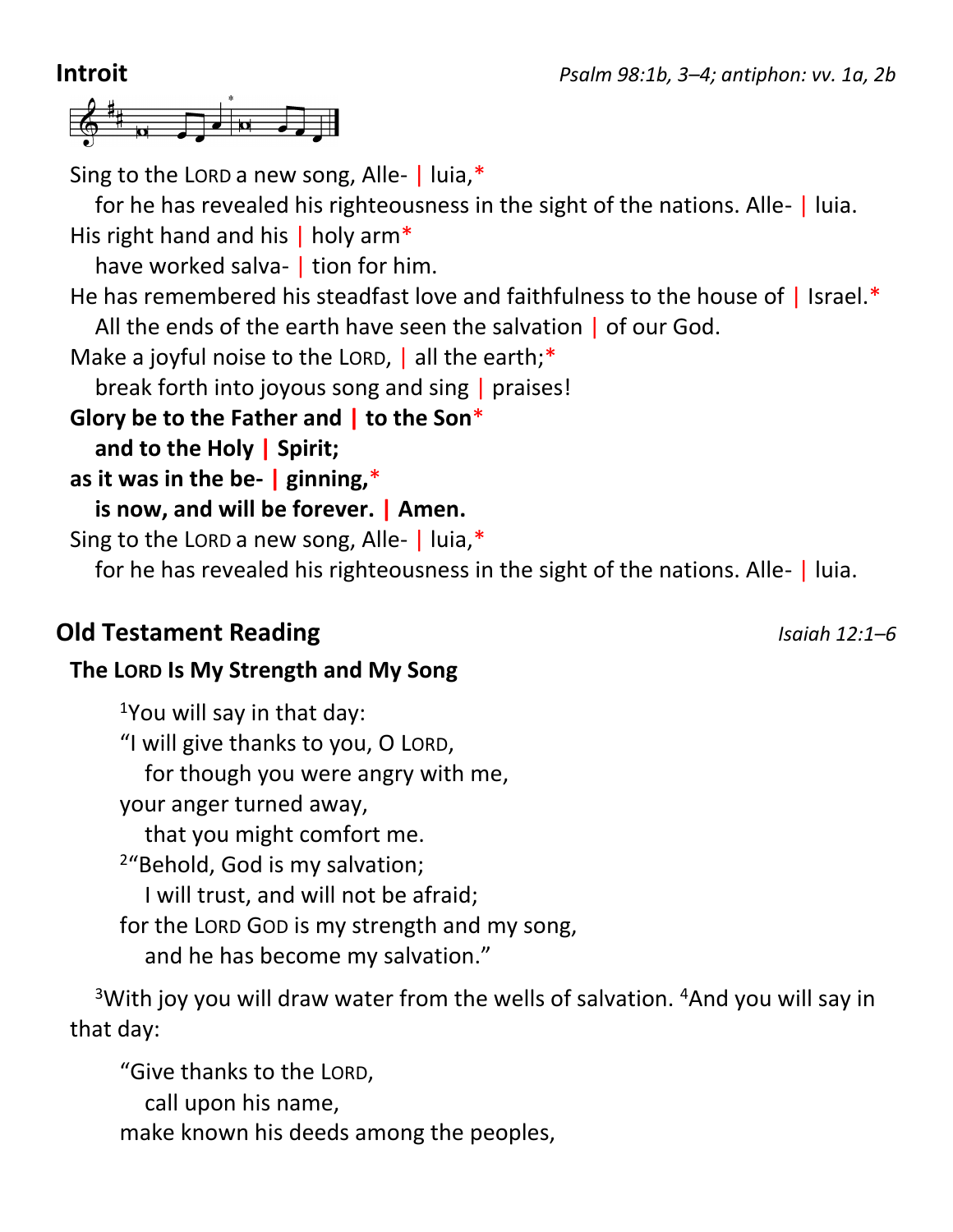## Introit

*Psalm 98:1b, 3–4; antiphon: vv. 1a, 2b*

Sing to the LORD a new song, Alle- | luia,*
  for he has revealed his righteousness in the sight of the nations. Alle- | luia.
His right hand and his | holy arm*
  have worked salva- | tion for him.
He has remembered his steadfast love and faithfulness to the house of | Israel.*
  All the ends of the earth have seen the salvation | of our God.
Make a joyful noise to the LORD, | all the earth;*
  break forth into joyous song and sing | praises!
**Glory be to the Father and | to the Son***
  **and to the Holy | Spirit;**
**as it was in the be- | ginning,***
  **is now, and will be forever. | Amen.**
Sing to the LORD a new song, Alle- | luia,*
  for he has revealed his righteousness in the sight of the nations. Alle- | luia.

## Old Testament Reading

*Isaiah 12:1–6*

**The LORD Is My Strength and My Song**

[1]You will say in that day:
"I will give thanks to you, O LORD,
  for though you were angry with me,
your anger turned away,
  that you might comfort me.
[2]"Behold, God is my salvation;
  I will trust, and will not be afraid;
for the LORD GOD is my strength and my song,
  and he has become my salvation."

[3]With joy you will draw water from the wells of salvation. [4]And you will say in that day:

"Give thanks to the LORD,
  call upon his name,
make known his deeds among the peoples,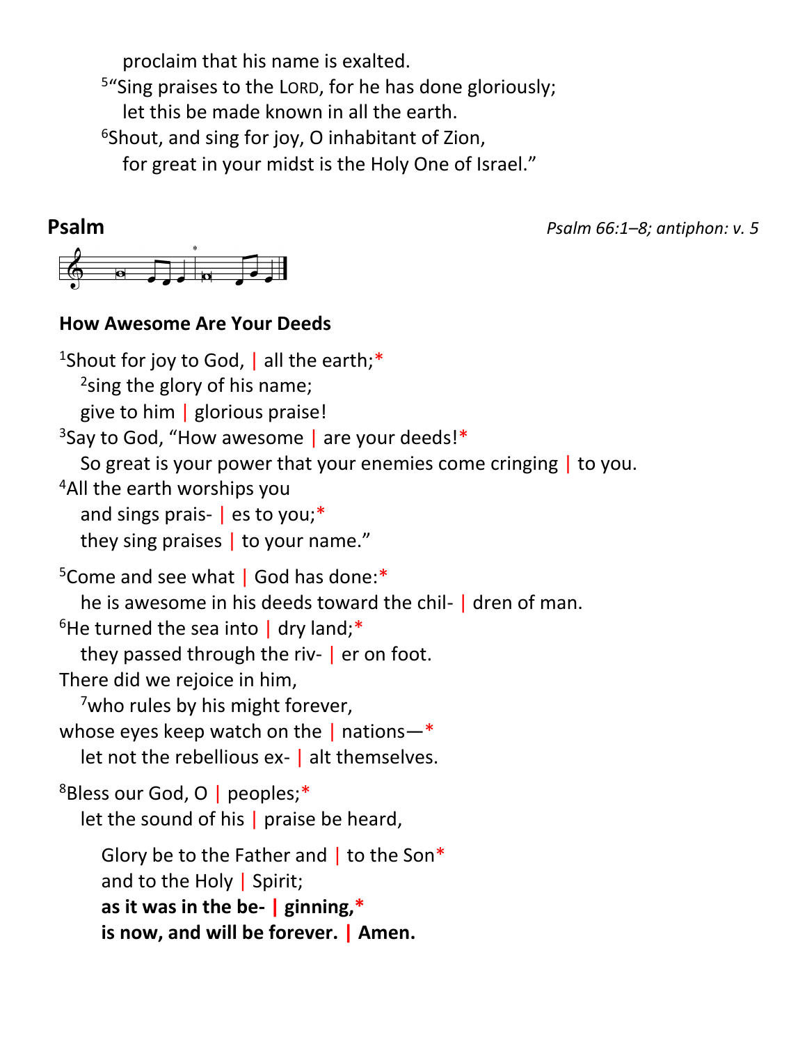proclaim that his name is exalted.
[5]"Sing praises to the LORD, for he has done gloriously;
let this be made known in all the earth.
[6]Shout, and sing for joy, O inhabitant of Zion,
for great in your midst is the Holy One of Israel."

## Psalm

*Psalm 66:1–8; antiphon: v. 5*

### How Awesome Are Your Deeds

[1]Shout for joy to God, | all the earth;*
[2]sing the glory of his name;
give to him | glorious praise!
[3]Say to God, "How awesome | are your deeds!*
So great is your power that your enemies come cringing | to you.
[4]All the earth worships you
and sings prais- | es to you;*
they sing praises | to your name."

[5]Come and see what | God has done:*
he is awesome in his deeds toward the chil- | dren of man.
[6]He turned the sea into | dry land;*
they passed through the riv- | er on foot.
There did we rejoice in him,
[7]who rules by his might forever,
whose eyes keep watch on the | nations—*
let not the rebellious ex- | alt themselves.

[8]Bless our God, O | peoples;*
let the sound of his | praise be heard,

Glory be to the Father and | to the Son*
and to the Holy | Spirit;
**as it was in the be- | ginning,***
**is now, and will be forever. | Amen.**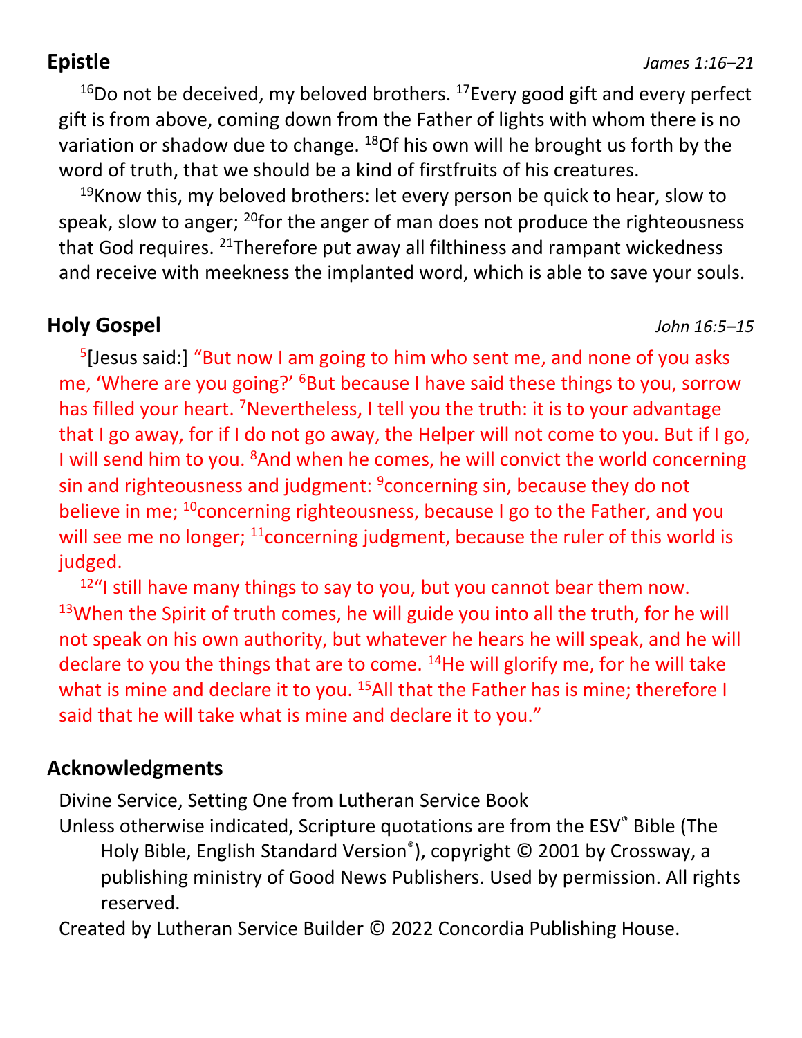## Epistle

*James 1:16–21*

[16]Do not be deceived, my beloved brothers. [17]Every good gift and every perfect gift is from above, coming down from the Father of lights with whom there is no variation or shadow due to change. [18]Of his own will he brought us forth by the word of truth, that we should be a kind of firstfruits of his creatures.

[19]Know this, my beloved brothers: let every person be quick to hear, slow to speak, slow to anger; [20]for the anger of man does not produce the righteousness that God requires. [21]Therefore put away all filthiness and rampant wickedness and receive with meekness the implanted word, which is able to save your souls.

## Holy Gospel

*John 16:5–15*

[5][Jesus said:] "But now I am going to him who sent me, and none of you asks me, 'Where are you going?' [6]But because I have said these things to you, sorrow has filled your heart. [7]Nevertheless, I tell you the truth: it is to your advantage that I go away, for if I do not go away, the Helper will not come to you. But if I go, I will send him to you. [8]And when he comes, he will convict the world concerning sin and righteousness and judgment: [9]concerning sin, because they do not believe in me; [10]concerning righteousness, because I go to the Father, and you will see me no longer; [11]concerning judgment, because the ruler of this world is judged.

[12]"I still have many things to say to you, but you cannot bear them now. [13]When the Spirit of truth comes, he will guide you into all the truth, for he will not speak on his own authority, but whatever he hears he will speak, and he will declare to you the things that are to come. [14]He will glorify me, for he will take what is mine and declare it to you. [15]All that the Father has is mine; therefore I said that he will take what is mine and declare it to you."

## Acknowledgments

Divine Service, Setting One from Lutheran Service Book

Unless otherwise indicated, Scripture quotations are from the ESV® Bible (The Holy Bible, English Standard Version®), copyright © 2001 by Crossway, a publishing ministry of Good News Publishers. Used by permission. All rights reserved.

Created by Lutheran Service Builder © 2022 Concordia Publishing House.